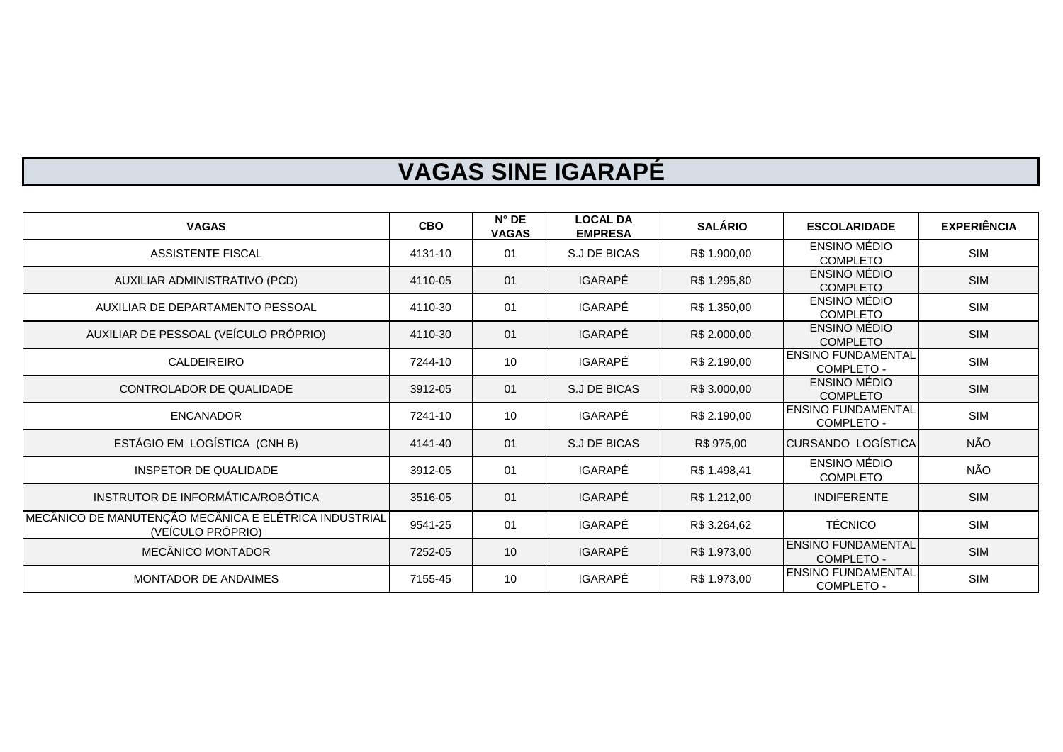# VAGAS SINE IGARAPÉ

| VAGAS | CBO | N° DE VAGAS | LOCAL DA EMPRESA | SALÁRIO | ESCOLARIDADE | EXPERIÊNCIA |
|---|---|---|---|---|---|---|
| ASSISTENTE FISCAL | 4131-10 | 01 | S.J DE BICAS | R$ 1.900,00 | ENSINO MÉDIO COMPLETO | SIM |
| AUXILIAR ADMINISTRATIVO (PCD) | 4110-05 | 01 | IGARAPÉ | R$ 1.295,80 | ENSINO MÉDIO COMPLETO | SIM |
| AUXILIAR DE DEPARTAMENTO PESSOAL | 4110-30 | 01 | IGARAPÉ | R$ 1.350,00 | ENSINO MÉDIO COMPLETO | SIM |
| AUXILIAR DE PESSOAL (VEÍCULO PRÓPRIO) | 4110-30 | 01 | IGARAPÉ | R$ 2.000,00 | ENSINO MÉDIO COMPLETO | SIM |
| CALDEIREIRO | 7244-10 | 10 | IGARAPÉ | R$ 2.190,00 | ENSINO FUNDAMENTAL COMPLETO - | SIM |
| CONTROLADOR DE QUALIDADE | 3912-05 | 01 | S.J DE BICAS | R$ 3.000,00 | ENSINO MÉDIO COMPLETO | SIM |
| ENCANADOR | 7241-10 | 10 | IGARAPÉ | R$ 2.190,00 | ENSINO FUNDAMENTAL COMPLETO - | SIM |
| ESTÁGIO EM LOGÍSTICA (CNH B) | 4141-40 | 01 | S.J DE BICAS | R$ 975,00 | CURSANDO LOGÍSTICA | NÃO |
| INSPETOR DE QUALIDADE | 3912-05 | 01 | IGARAPÉ | R$ 1.498,41 | ENSINO MÉDIO COMPLETO | NÃO |
| INSTRUTOR DE INFORMÁTICA/ROBÓTICA | 3516-05 | 01 | IGARAPÉ | R$ 1.212,00 | INDIFERENTE | SIM |
| MECÂNICO DE MANUTENÇÃO MECÂNICA E ELÉTRICA INDUSTRIAL (VEÍCULO PRÓPRIO) | 9541-25 | 01 | IGARAPÉ | R$ 3.264,62 | TÉCNICO | SIM |
| MECÂNICO MONTADOR | 7252-05 | 10 | IGARAPÉ | R$ 1.973,00 | ENSINO FUNDAMENTAL COMPLETO - | SIM |
| MONTADOR DE ANDAIMES | 7155-45 | 10 | IGARAPÉ | R$ 1.973,00 | ENSINO FUNDAMENTAL COMPLETO - | SIM |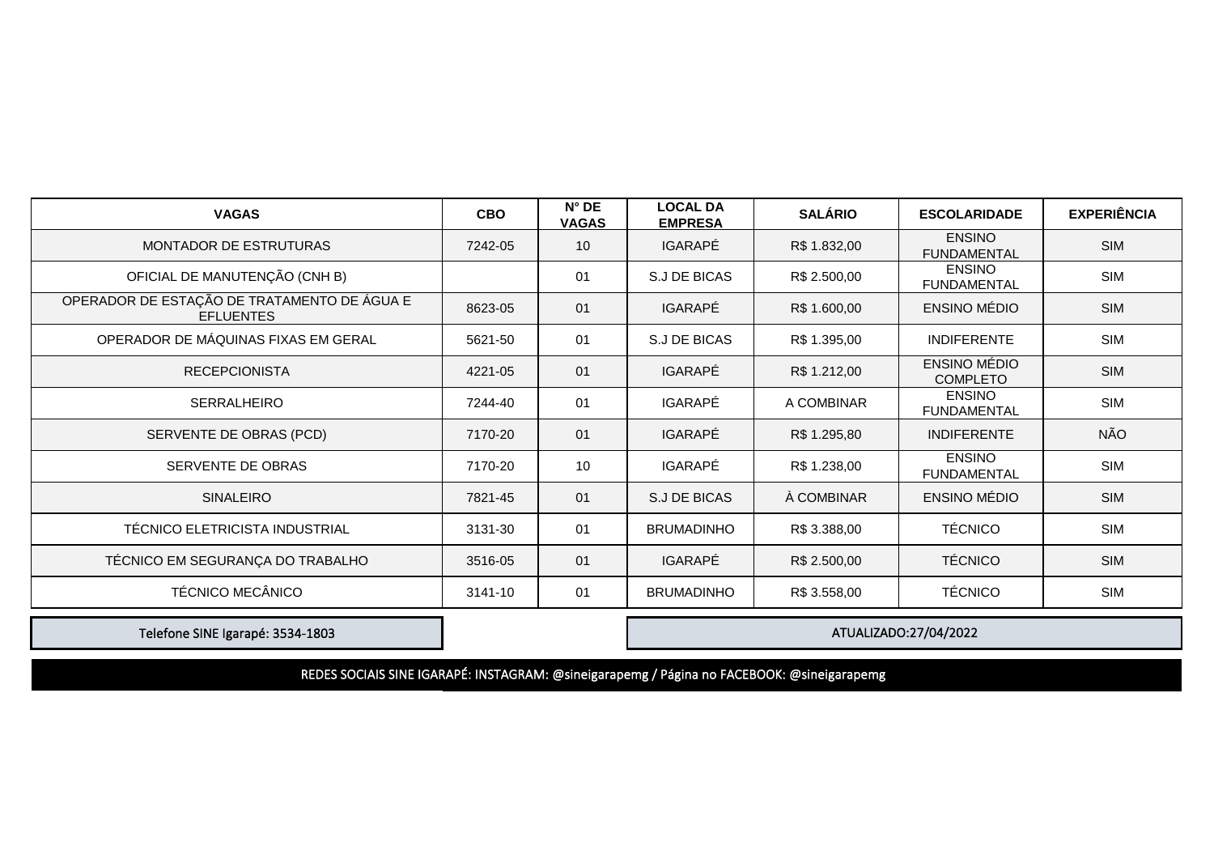| VAGAS | CBO | N° DE VAGAS | LOCAL DA EMPRESA | SALÁRIO | ESCOLARIDADE | EXPERIÊNCIA |
|---|---|---|---|---|---|---|
| MONTADOR DE ESTRUTURAS | 7242-05 | 10 | IGARAPÉ | R$ 1.832,00 | ENSINO FUNDAMENTAL | SIM |
| OFICIAL DE MANUTENÇÃO (CNH B) | | 01 | S.J DE BICAS | R$ 2.500,00 | ENSINO FUNDAMENTAL | SIM |
| OPERADOR DE ESTAÇÃO DE TRATAMENTO DE ÁGUA E EFLUENTES | 8623-05 | 01 | IGARAPÉ | R$ 1.600,00 | ENSINO MÉDIO | SIM |
| OPERADOR DE MÁQUINAS FIXAS EM GERAL | 5621-50 | 01 | S.J DE BICAS | R$ 1.395,00 | INDIFERENTE | SIM |
| RECEPCIONISTA | 4221-05 | 01 | IGARAPÉ | R$ 1.212,00 | ENSINO MÉDIO COMPLETO | SIM |
| SERRALHEIRO | 7244-40 | 01 | IGARAPÉ | A COMBINAR | ENSINO FUNDAMENTAL | SIM |
| SERVENTE DE OBRAS (PCD) | 7170-20 | 01 | IGARAPÉ | R$ 1.295,80 | INDIFERENTE | NÃO |
| SERVENTE DE OBRAS | 7170-20 | 10 | IGARAPÉ | R$ 1.238,00 | ENSINO FUNDAMENTAL | SIM |
| SINALEIRO | 7821-45 | 01 | S.J DE BICAS | À COMBINAR | ENSINO MÉDIO | SIM |
| TÉCNICO ELETRICISTA INDUSTRIAL | 3131-30 | 01 | BRUMADINHO | R$ 3.388,00 | TÉCNICO | SIM |
| TÉCNICO EM SEGURANÇA DO TRABALHO | 3516-05 | 01 | IGARAPÉ | R$ 2.500,00 | TÉCNICO | SIM |
| TÉCNICO MECÂNICO | 3141-10 | 01 | BRUMADINHO | R$ 3.558,00 | TÉCNICO | SIM |

Telefone SINE Igarapé: 3534-1803

ATUALIZADO:27/04/2022

REDES SOCIAIS SINE IGARAPÉ: INSTAGRAM: @sineigarapemg / Página no FACEBOOK: @sineigarapemg